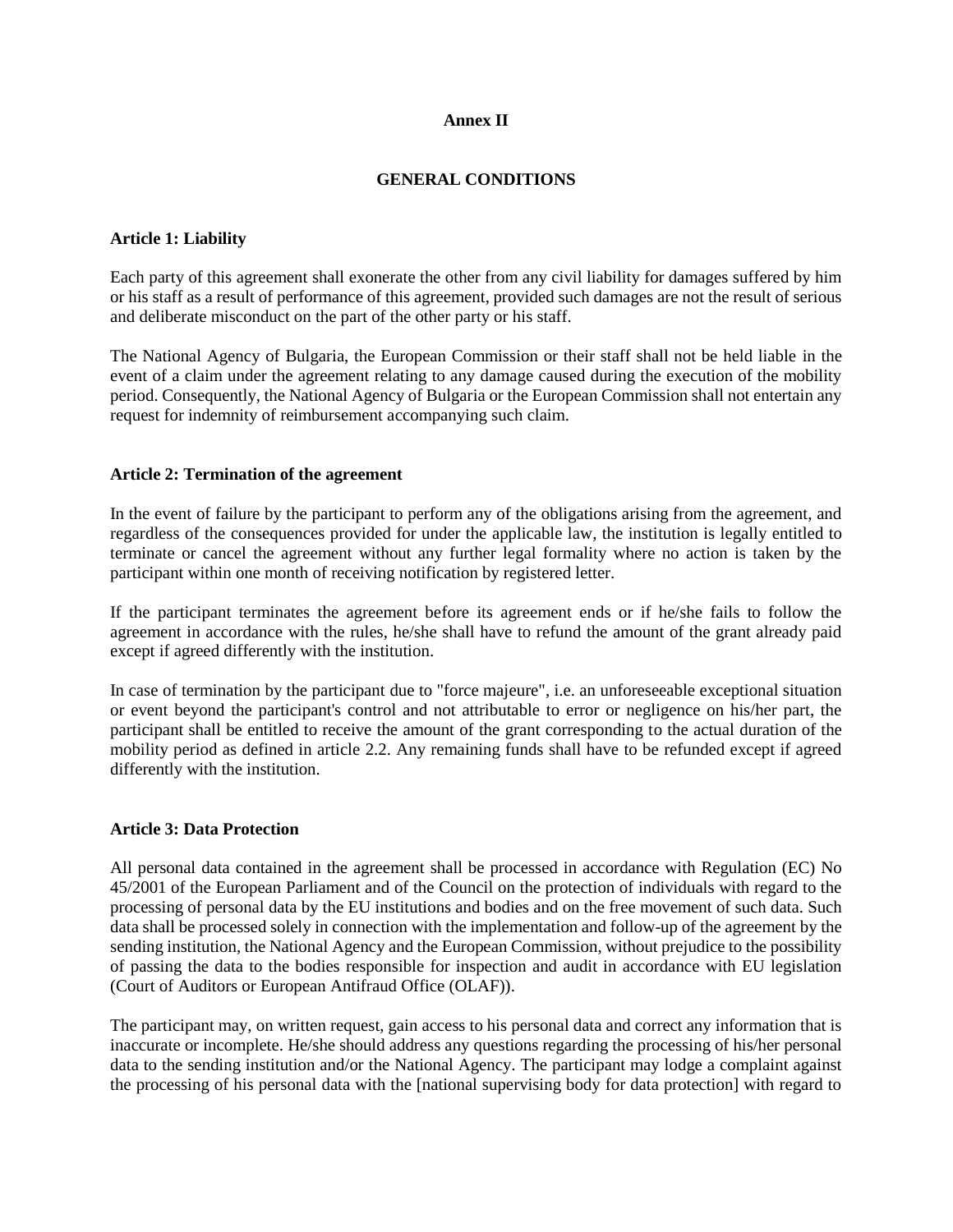**Annex II**

**GENERAL CONDITIONS**

**Article 1: Liability**

Each party of this agreement shall exonerate the other from any civil liability for damages suffered by him or his staff as a result of performance of this agreement, provided such damages are not the result of serious and deliberate misconduct on the part of the other party or his staff.

The National Agency of Bulgaria, the European Commission or their staff shall not be held liable in the event of a claim under the agreement relating to any damage caused during the execution of the mobility period. Consequently, the National Agency of Bulgaria or the European Commission shall not entertain any request for indemnity of reimbursement accompanying such claim.

**Article 2: Termination of the agreement**

In the event of failure by the participant to perform any of the obligations arising from the agreement, and regardless of the consequences provided for under the applicable law, the institution is legally entitled to terminate or cancel the agreement without any further legal formality where no action is taken by the participant within one month of receiving notification by registered letter.

If the participant terminates the agreement before its agreement ends or if he/she fails to follow the agreement in accordance with the rules, he/she shall have to refund the amount of the grant already paid except if agreed differently with the institution.

In case of termination by the participant due to "force majeure", i.e. an unforeseeable exceptional situation or event beyond the participant's control and not attributable to error or negligence on his/her part, the participant shall be entitled to receive the amount of the grant corresponding to the actual duration of the mobility period as defined in article 2.2. Any remaining funds shall have to be refunded except if agreed differently with the institution.

**Article 3: Data Protection**

All personal data contained in the agreement shall be processed in accordance with Regulation (EC) No 45/2001 of the European Parliament and of the Council on the protection of individuals with regard to the processing of personal data by the EU institutions and bodies and on the free movement of such data. Such data shall be processed solely in connection with the implementation and follow-up of the agreement by the sending institution, the National Agency and the European Commission, without prejudice to the possibility of passing the data to the bodies responsible for inspection and audit in accordance with EU legislation (Court of Auditors or European Antifraud Office (OLAF)).

The participant may, on written request, gain access to his personal data and correct any information that is inaccurate or incomplete. He/she should address any questions regarding the processing of his/her personal data to the sending institution and/or the National Agency. The participant may lodge a complaint against the processing of his personal data with the [national supervising body for data protection] with regard to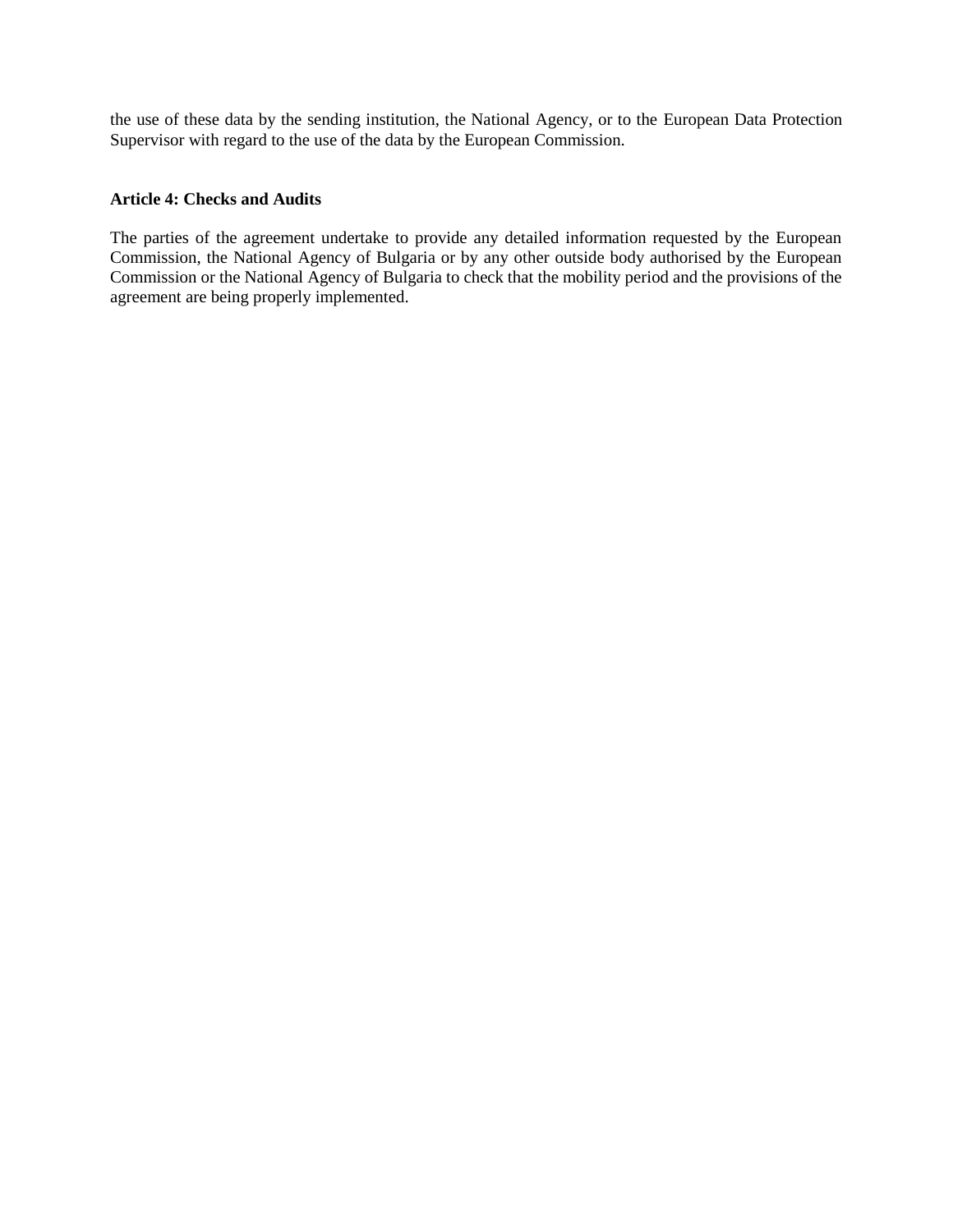the use of these data by the sending institution, the National Agency, or to the European Data Protection Supervisor with regard to the use of the data by the European Commission.

**Article 4: Checks and Audits**

The parties of the agreement undertake to provide any detailed information requested by the European Commission, the National Agency of Bulgaria or by any other outside body authorised by the European Commission or the National Agency of Bulgaria to check that the mobility period and the provisions of the agreement are being properly implemented.